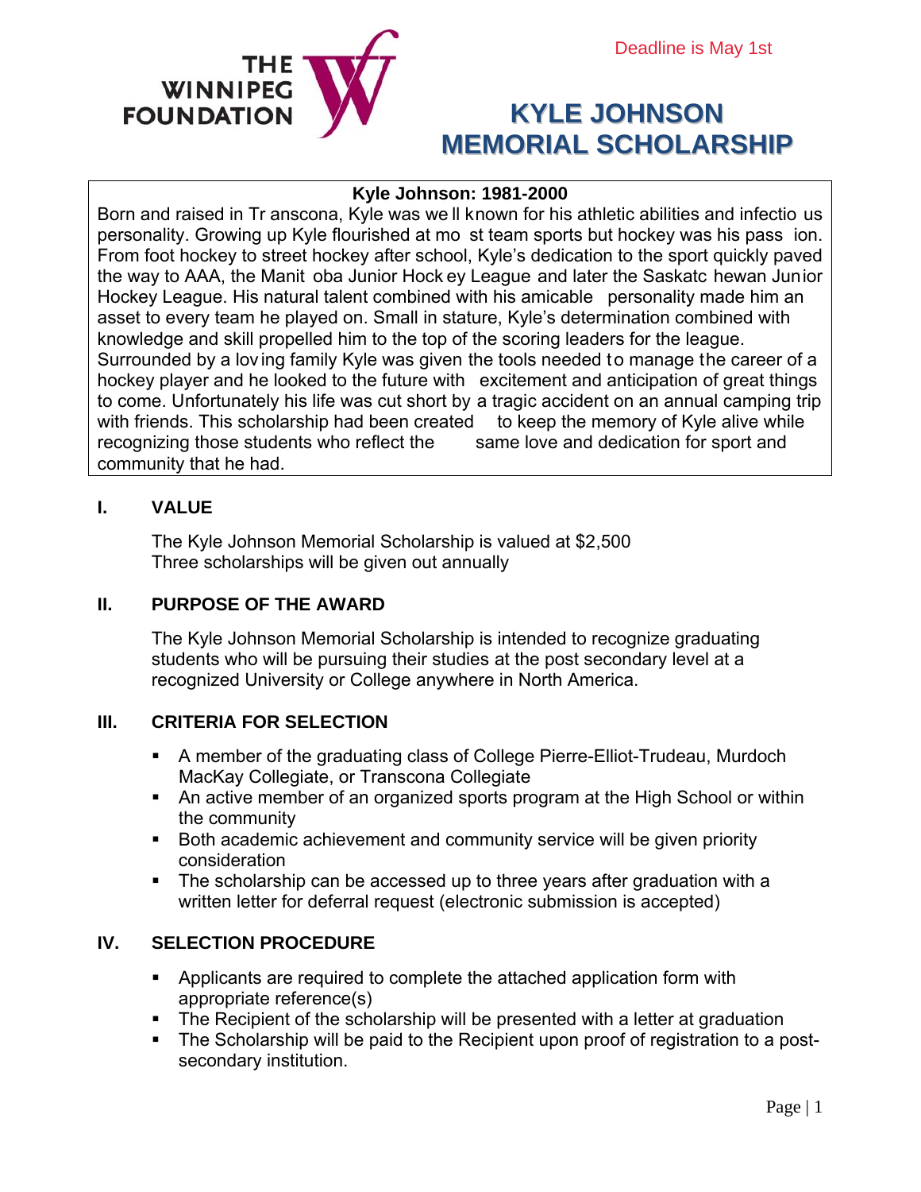Deadline is May 1st

THE WINNIPEG FOUNDATION

# KYLE JOHNSON MEMORIAL SCHOLARSHIP

**Kyle Johnson: 1981-2000**

Born and raised in Transcona, Kyle was well known for his athletic abilities and infectious personality. Growing up Kyle flourished at most team sports but hockey was his passion. From foot hockey to street hockey after school, Kyle's dedication to the sport quickly paved the way to AAA, the Manitoba Junior Hockey League and later the Saskatchewan Junior Hockey League. His natural talent combined with his amicable personality made him an asset to every team he played on. Small in stature, Kyle's determination combined with knowledge and skill propelled him to the top of the scoring leaders for the league. Surrounded by a loving family Kyle was given the tools needed to manage the career of a hockey player and he looked to the future with excitement and anticipation of great things to come. Unfortunately his life was cut short by a tragic accident on an annual camping trip with friends. This scholarship had been created to keep the memory of Kyle alive while recognizing those students who reflect the same love and dedication for sport and community that he had.

## I. VALUE

The Kyle Johnson Memorial Scholarship is valued at $2,500
Three scholarships will be given out annually

## II. PURPOSE OF THE AWARD

The Kyle Johnson Memorial Scholarship is intended to recognize graduating students who will be pursuing their studies at the post secondary level at a recognized University or College anywhere in North America.

## III. CRITERIA FOR SELECTION

- A member of the graduating class of College Pierre-Elliot-Trudeau, Murdoch MacKay Collegiate, or Transcona Collegiate
- An active member of an organized sports program at the High School or within the community
- Both academic achievement and community service will be given priority consideration
- The scholarship can be accessed up to three years after graduation with a written letter for deferral request (electronic submission is accepted)

## IV. SELECTION PROCEDURE

- Applicants are required to complete the attached application form with appropriate reference(s)
- The Recipient of the scholarship will be presented with a letter at graduation
- The Scholarship will be paid to the Recipient upon proof of registration to a post-secondary institution.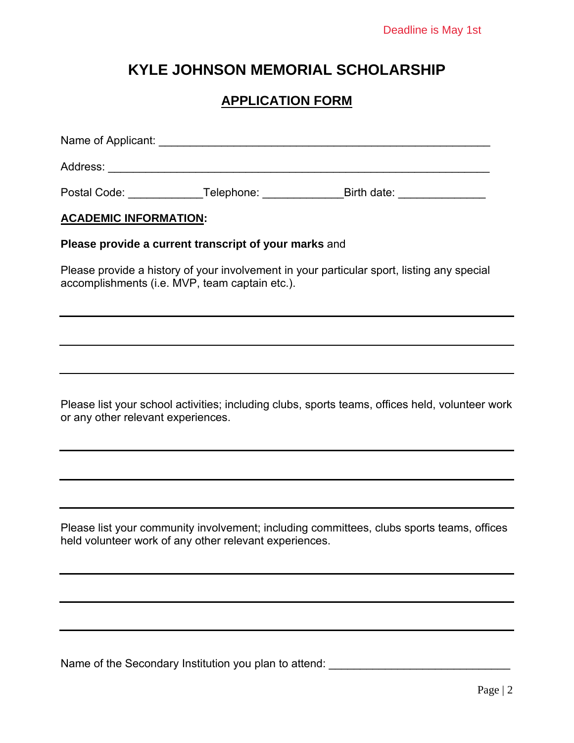Deadline is May 1st

# KYLE JOHNSON MEMORIAL SCHOLARSHIP

## APPLICATION FORM

Name of Applicant: ______________________________________________________

Address: ______________________________________________________________

Postal Code: ___________Telephone: ____________Birth date: _____________

**ACADEMIC INFORMATION:**

**Please provide a current transcript of your marks** and

Please provide a history of your involvement in your particular sport, listing any special accomplishments (i.e. MVP, team captain etc.).

______________________________________________________________________

______________________________________________________________________

______________________________________________________________________

Please list your school activities; including clubs, sports teams, offices held, volunteer work or any other relevant experiences.

______________________________________________________________________

______________________________________________________________________

______________________________________________________________________

Please list your community involvement; including committees, clubs sports teams, offices held volunteer work of any other relevant experiences.

______________________________________________________________________

______________________________________________________________________

______________________________________________________________________

Name of the Secondary Institution you plan to attend: ____________________________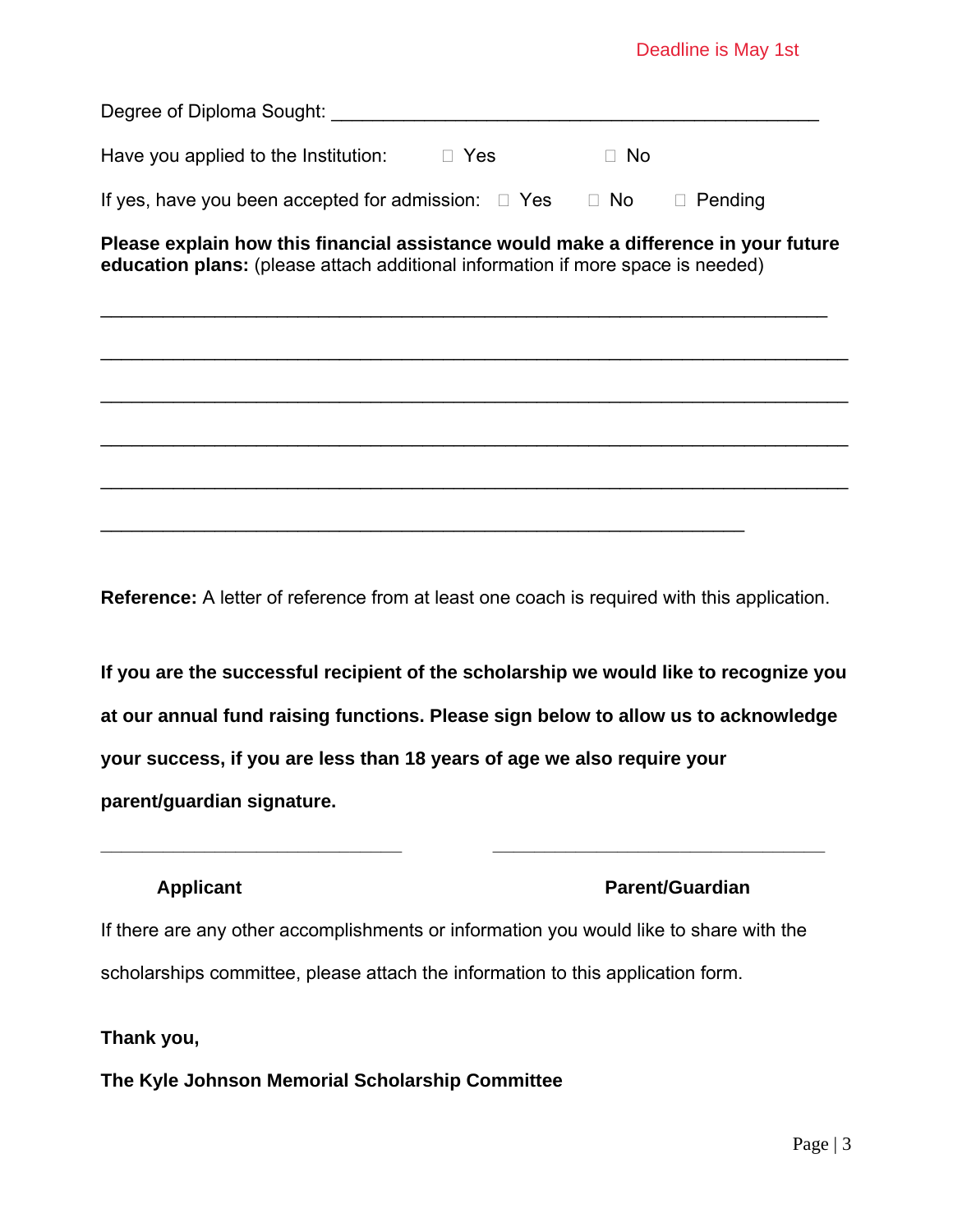Deadline is May 1st

Degree of Diploma Sought: ________________________________________________

Have you applied to the Institution: ☐ Yes ☐ No

If yes, have you been accepted for admission: ☐ Yes ☐ No ☐ Pending

**Please explain how this financial assistance would make a difference in your future education plans:** (please attach additional information if more space is needed)

_________________________________________________________________________

_________________________________________________________________________

_________________________________________________________________________

_________________________________________________________________________

_________________________________________________________________________

_______________________________________________________________

**Reference:** A letter of reference from at least one coach is required with this application.

**If you are the successful recipient of the scholarship we would like to recognize you at our annual fund raising functions. Please sign below to allow us to acknowledge your success, if you are less than 18 years of age we also require your parent/guardian signature.**

______________________________ ________________________________

**Applicant** **Parent/Guardian**

If there are any other accomplishments or information you would like to share with the scholarships committee, please attach the information to this application form.

**Thank you,**

**The Kyle Johnson Memorial Scholarship Committee**